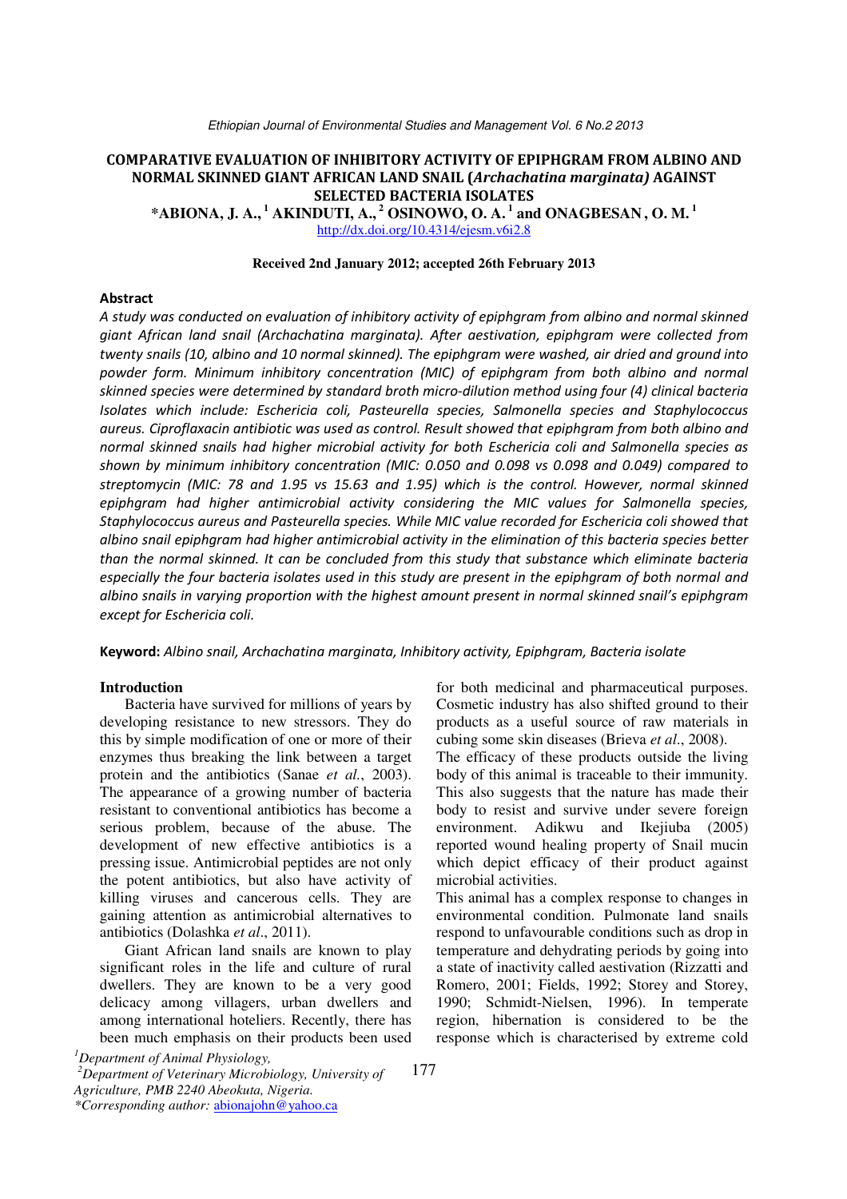# COMPARATIVE EVALUATION OF INHIBITORY ACTIVITY OF EPIPHGRAM FROM ALBINO AND NORMAL SKINNED GIANT AFRICAN LAND SNAIL (*Archachatina marginata)* AGAINST SELECTED BACTERIA ISOLATES

**\*ABIONA, J. A.,[1] AKINDUTI, A.,[2] OSINOWO, O. A.[1] and ONAGBESAN, O. M.[1]**

http://dx.doi.org/10.4314/ejesm.v6i2.8

**Received 2nd January 2012; accepted 26th February 2013**

## Abstract

*A study was conducted on evaluation of inhibitory activity of epiphgram from albino and normal skinned giant African land snail (Archachatina marginata). After aestivation, epiphgram were collected from twenty snails (10, albino and 10 normal skinned). The epiphgram were washed, air dried and ground into powder form. Minimum inhibitory concentration (MIC) of epiphgram from both albino and normal skinned species were determined by standard broth micro-dilution method using four (4) clinical bacteria Isolates which include: Eschericia coli, Pasteurella species, Salmonella species and Staphylococcus aureus. Ciproflaxacin antibiotic was used as control. Result showed that epiphgram from both albino and normal skinned snails had higher microbial activity for both Eschericia coli and Salmonella species as shown by minimum inhibitory concentration (MIC: 0.050 and 0.098 vs 0.098 and 0.049) compared to streptomycin (MIC: 78 and 1.95 vs 15.63 and 1.95) which is the control. However, normal skinned epiphgram had higher antimicrobial activity considering the MIC values for Salmonella species, Staphylococcus aureus and Pasteurella species. While MIC value recorded for Eschericia coli showed that albino snail epiphgram had higher antimicrobial activity in the elimination of this bacteria species better than the normal skinned. It can be concluded from this study that substance which eliminate bacteria especially the four bacteria isolates used in this study are present in the epiphgram of both normal and albino snails in varying proportion with the highest amount present in normal skinned snail's epiphgram except for Eschericia coli.*

**Keyword:** *Albino snail, Archachatina marginata, Inhibitory activity, Epiphgram, Bacteria isolate*

## Introduction

Bacteria have survived for millions of years by developing resistance to new stressors. They do this by simple modification of one or more of their enzymes thus breaking the link between a target protein and the antibiotics (Sanae *et al.*, 2003). The appearance of a growing number of bacteria resistant to conventional antibiotics has become a serious problem, because of the abuse. The development of new effective antibiotics is a pressing issue. Antimicrobial peptides are not only the potent antibiotics, but also have activity of killing viruses and cancerous cells. They are gaining attention as antimicrobial alternatives to antibiotics (Dolashka *et al*., 2011).

Giant African land snails are known to play significant roles in the life and culture of rural dwellers. They are known to be a very good delicacy among villagers, urban dwellers and among international hoteliers. Recently, there has been much emphasis on their products been used for both medicinal and pharmaceutical purposes. Cosmetic industry has also shifted ground to their products as a useful source of raw materials in cubing some skin diseases (Brieva *et al*., 2008).

The efficacy of these products outside the living body of this animal is traceable to their immunity. This also suggests that the nature has made their body to resist and survive under severe foreign environment. Adikwu and Ikejiuba (2005) reported wound healing property of Snail mucin which depict efficacy of their product against microbial activities.

This animal has a complex response to changes in environmental condition. Pulmonate land snails respond to unfavourable conditions such as drop in temperature and dehydrating periods by going into a state of inactivity called aestivation (Rizzatti and Romero, 2001; Fields, 1992; Storey and Storey, 1990; Schmidt-Nielsen, 1996). In temperate region, hibernation is considered to be the response which is characterised by extreme cold

[1]*Department of Animal Physiology,*
[2]*Department of Veterinary Microbiology, University of Agriculture, PMB 2240 Abeokuta, Nigeria.*
*\*Corresponding author:* abionajohn@yahoo.ca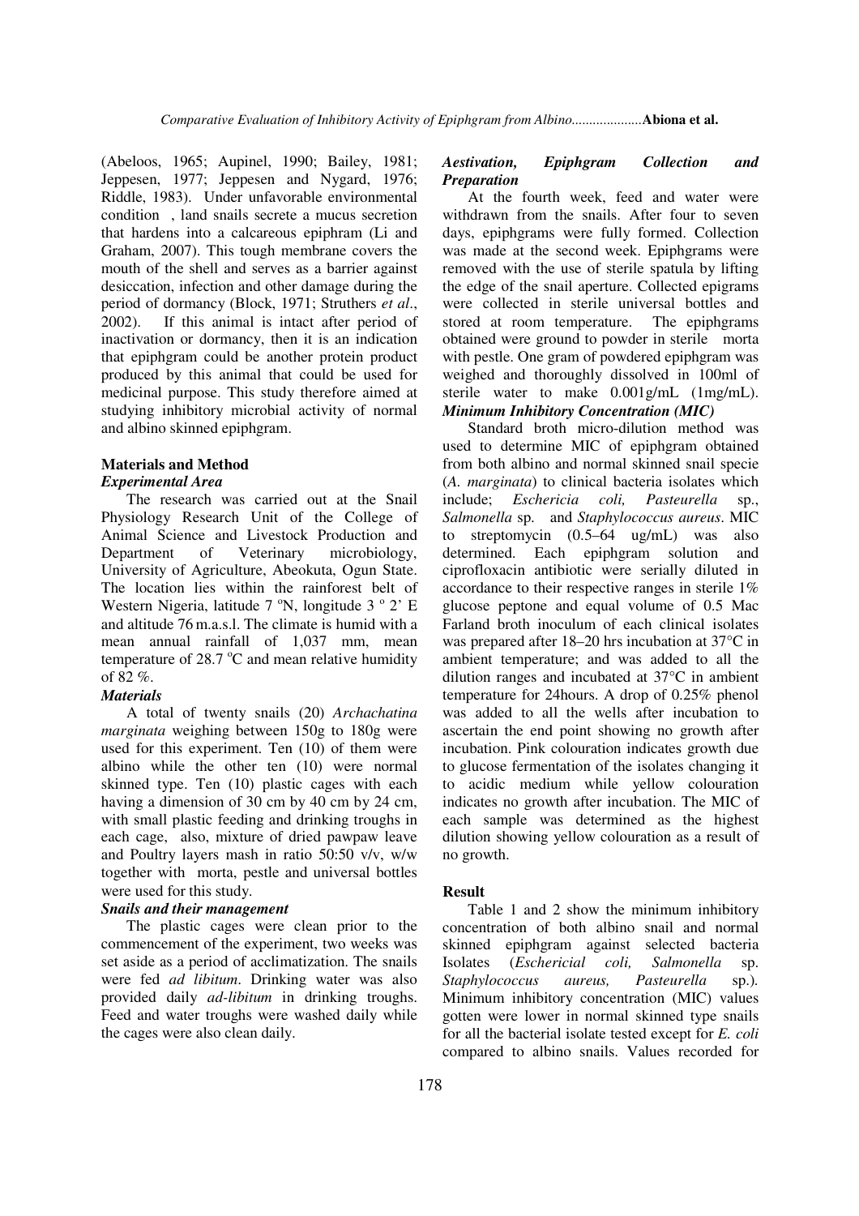(Abeloos, 1965; Aupinel, 1990; Bailey, 1981; Jeppesen, 1977; Jeppesen and Nygard, 1976; Riddle, 1983). Under unfavorable environmental condition , land snails secrete a mucus secretion that hardens into a calcareous epiphram (Li and Graham, 2007). This tough membrane covers the mouth of the shell and serves as a barrier against desiccation, infection and other damage during the period of dormancy (Block, 1971; Struthers *et al*., 2002). If this animal is intact after period of inactivation or dormancy, then it is an indication that epiphgram could be another protein product produced by this animal that could be used for medicinal purpose. This study therefore aimed at studying inhibitory microbial activity of normal and albino skinned epiphgram.

## Materials and Method

### *Experimental Area*

The research was carried out at the Snail Physiology Research Unit of the College of Animal Science and Livestock Production and Department of Veterinary microbiology, University of Agriculture, Abeokuta, Ogun State. The location lies within the rainforest belt of Western Nigeria, latitude 7 °N, longitude 3 ° 2' E and altitude 76 m.a.s.l. The climate is humid with a mean annual rainfall of 1,037 mm, mean temperature of 28.7 °C and mean relative humidity of 82 %.

### *Materials*

A total of twenty snails (20) *Archachatina marginata* weighing between 150g to 180g were used for this experiment. Ten (10) of them were albino while the other ten (10) were normal skinned type. Ten (10) plastic cages with each having a dimension of 30 cm by 40 cm by 24 cm, with small plastic feeding and drinking troughs in each cage, also, mixture of dried pawpaw leave and Poultry layers mash in ratio 50:50 v/v, w/w together with morta, pestle and universal bottles were used for this study.

### *Snails and their management*

The plastic cages were clean prior to the commencement of the experiment, two weeks was set aside as a period of acclimatization. The snails were fed *ad libitum*. Drinking water was also provided daily *ad-libitum* in drinking troughs. Feed and water troughs were washed daily while the cages were also clean daily.

### *Aestivation, Epiphgram Collection and Preparation*

At the fourth week, feed and water were withdrawn from the snails. After four to seven days, epiphgrams were fully formed. Collection was made at the second week. Epiphgrams were removed with the use of sterile spatula by lifting the edge of the snail aperture. Collected epigrams were collected in sterile universal bottles and stored at room temperature. The epiphgrams obtained were ground to powder in sterile morta with pestle. One gram of powdered epiphgram was weighed and thoroughly dissolved in 100ml of sterile water to make 0.001g/mL (1mg/mL).

### *Minimum Inhibitory Concentration (MIC)*

Standard broth micro-dilution method was used to determine MIC of epiphgram obtained from both albino and normal skinned snail specie (*A. marginata*) to clinical bacteria isolates which include; *Eschericia coli, Pasteurella* sp., *Salmonella* sp. and *Staphylococcus aureus*. MIC to streptomycin (0.5–64 ug/mL) was also determined. Each epiphgram solution and ciprofloxacin antibiotic were serially diluted in accordance to their respective ranges in sterile 1% glucose peptone and equal volume of 0.5 Mac Farland broth inoculum of each clinical isolates was prepared after 18–20 hrs incubation at 37°C in ambient temperature; and was added to all the dilution ranges and incubated at 37°C in ambient temperature for 24hours. A drop of 0.25% phenol was added to all the wells after incubation to ascertain the end point showing no growth after incubation. Pink colouration indicates growth due to glucose fermentation of the isolates changing it to acidic medium while yellow colouration indicates no growth after incubation. The MIC of each sample was determined as the highest dilution showing yellow colouration as a result of no growth.

## Result

Table 1 and 2 show the minimum inhibitory concentration of both albino snail and normal skinned epiphgram against selected bacteria Isolates (*Eschericial coli, Salmonella* sp. *Staphylococcus aureus, Pasteurella* sp.). Minimum inhibitory concentration (MIC) values gotten were lower in normal skinned type snails for all the bacterial isolate tested except for *E. coli* compared to albino snails. Values recorded for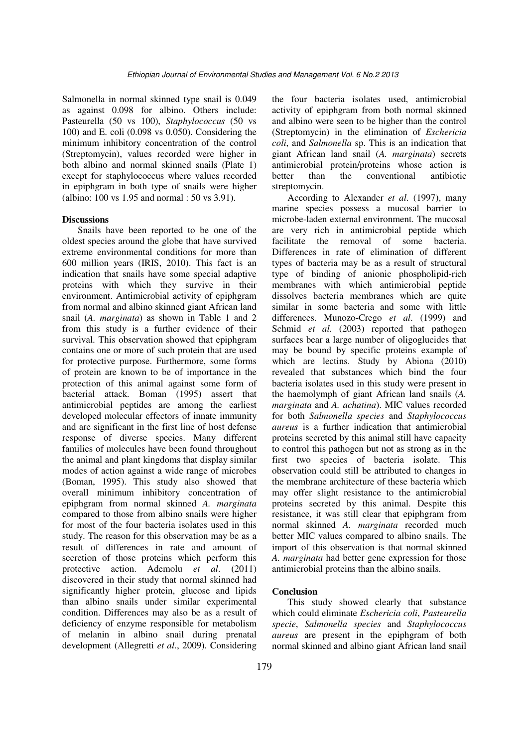Salmonella in normal skinned type snail is 0.049 as against 0.098 for albino. Others include: Pasteurella (50 vs 100), *Staphylococcus* (50 vs 100) and E. coli (0.098 vs 0.050). Considering the minimum inhibitory concentration of the control (Streptomycin), values recorded were higher in both albino and normal skinned snails (Plate 1) except for staphylococcus where values recorded in epiphgram in both type of snails were higher (albino: 100 vs 1.95 and normal : 50 vs 3.91).

**Discussions**

Snails have been reported to be one of the oldest species around the globe that have survived extreme environmental conditions for more than 600 million years (IRIS, 2010). This fact is an indication that snails have some special adaptive proteins with which they survive in their environment. Antimicrobial activity of epiphgram from normal and albino skinned giant African land snail (*A. marginata*) as shown in Table 1 and 2 from this study is a further evidence of their survival. This observation showed that epiphgram contains one or more of such protein that are used for protective purpose. Furthermore, some forms of protein are known to be of importance in the protection of this animal against some form of bacterial attack. Boman (1995) assert that antimicrobial peptides are among the earliest developed molecular effectors of innate immunity and are significant in the first line of host defense response of diverse species. Many different families of molecules have been found throughout the animal and plant kingdoms that display similar modes of action against a wide range of microbes (Boman, 1995). This study also showed that overall minimum inhibitory concentration of epiphgram from normal skinned *A. marginata* compared to those from albino snails were higher for most of the four bacteria isolates used in this study. The reason for this observation may be as a result of differences in rate and amount of secretion of those proteins which perform this protective action. Ademolu *et al*. (2011) discovered in their study that normal skinned had significantly higher protein, glucose and lipids than albino snails under similar experimental condition. Differences may also be as a result of deficiency of enzyme responsible for metabolism of melanin in albino snail during prenatal development (Allegretti *et al*., 2009). Considering the four bacteria isolates used, antimicrobial activity of epiphgram from both normal skinned and albino were seen to be higher than the control (Streptomycin) in the elimination of *Eschericia coli*, and *Salmonella* sp. This is an indication that giant African land snail (*A. marginata*) secrets antimicrobial protein/proteins whose action is better than the conventional antibiotic streptomycin.

According to Alexander *et al*. (1997), many marine species possess a mucosal barrier to microbe-laden external environment. The mucosal are very rich in antimicrobial peptide which facilitate the removal of some bacteria. Differences in rate of elimination of different types of bacteria may be as a result of structural type of binding of anionic phospholipid-rich membranes with which antimicrobial peptide dissolves bacteria membranes which are quite similar in some bacteria and some with little differences. Munozo-Crego *et al*. (1999) and Schmid *et al*. (2003) reported that pathogen surfaces bear a large number of oligoglucides that may be bound by specific proteins example of which are lectins. Study by Abiona (2010) revealed that substances which bind the four bacteria isolates used in this study were present in the haemolymph of giant African land snails (*A. marginata* and *A. achatina*). MIC values recorded for both *Salmonella species* and *Staphylococcus aureus* is a further indication that antimicrobial proteins secreted by this animal still have capacity to control this pathogen but not as strong as in the first two species of bacteria isolate. This observation could still be attributed to changes in the membrane architecture of these bacteria which may offer slight resistance to the antimicrobial proteins secreted by this animal. Despite this resistance, it was still clear that epiphgram from normal skinned *A. marginata* recorded much better MIC values compared to albino snails. The import of this observation is that normal skinned *A. marginata* had better gene expression for those antimicrobial proteins than the albino snails.

**Conclusion**

This study showed clearly that substance which could eliminate *Eschericia coli*, *Pasteurella specie*, *Salmonella species* and *Staphylococcus aureus* are present in the epiphgram of both normal skinned and albino giant African land snail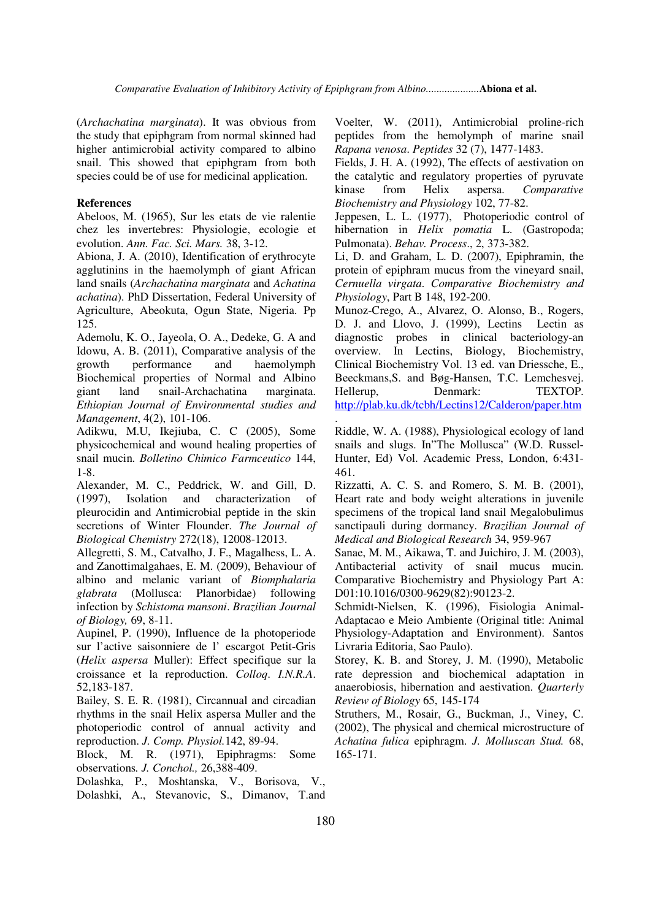(*Archachatina marginata*). It was obvious from the study that epiphgram from normal skinned had higher antimicrobial activity compared to albino snail. This showed that epiphgram from both species could be of use for medicinal application.

## References

Abeloos, M. (1965), Sur les etats de vie ralentie chez les invertebres: Physiologie, ecologie et evolution. *Ann. Fac. Sci. Mars.* 38, 3-12.

Abiona, J. A. (2010), Identification of erythrocyte agglutinins in the haemolymph of giant African land snails (*Archachatina marginata* and *Achatina achatina*). PhD Dissertation, Federal University of Agriculture, Abeokuta, Ogun State, Nigeria. Pp 125.

Ademolu, K. O., Jayeola, O. A., Dedeke, G. A and Idowu, A. B. (2011), Comparative analysis of the growth performance and haemolymph Biochemical properties of Normal and Albino giant land snail-Archachatina marginata. *Ethiopian Journal of Environmental studies and Management*, 4(2), 101-106.

Adikwu, M.U, Ikejiuba, C. C (2005), Some physicochemical and wound healing properties of snail mucin. *Bolletino Chimico Farmceutico* 144, 1-8.

Alexander, M. C., Peddrick, W. and Gill, D. (1997), Isolation and characterization of pleurocidin and Antimicrobial peptide in the skin secretions of Winter Flounder. *The Journal of Biological Chemistry* 272(18), 12008-12013.

Allegretti, S. M., Catvalho, J. F., Magalhess, L. A. and Zanottimalgahaes, E. M. (2009), Behaviour of albino and melanic variant of *Biomphalaria glabrata* (Mollusca: Planorbidae) following infection by *Schistoma mansoni*. *Brazilian Journal of Biology,* 69, 8-11.

Aupinel, P. (1990), Influence de la photoperiode sur l'active saisonniere de l' escargot Petit-Gris (*Helix aspersa* Muller): Effect specifique sur la croissance et la reproduction. *Colloq. I.N.R.A.* 52,183-187.

Bailey, S. E. R. (1981), Circannual and circadian rhythms in the snail Helix aspersa Muller and the photoperiodic control of annual activity and reproduction. *J. Comp. Physiol.*142, 89-94.

Block, M. R. (1971), Epiphragms: Some observations*. J. Conchol.,* 26,388-409.

Dolashka, P., Moshtanska, V., Borisova, V., Dolashki, A., Stevanovic, S., Dimanov, T.and Voelter, W. (2011), Antimicrobial proline-rich peptides from the hemolymph of marine snail *Rapana venosa*. *Peptides* 32 (7), 1477-1483.

Fields, J. H. A. (1992), The effects of aestivation on the catalytic and regulatory properties of pyruvate kinase from Helix aspersa*. Comparative Biochemistry and Physiology* 102, 77-82.

Jeppesen, L. L. (1977), Photoperiodic control of hibernation in *Helix pomatia* L. (Gastropoda; Pulmonata). *Behav. Process*., 2, 373-382.

Li, D. and Graham, L. D. (2007), Epiphramin, the protein of epiphram mucus from the vineyard snail, *Cernuella virgata*. *Comparative Biochemistry and Physiology*, Part B 148, 192-200.

Munoz-Crego, A., Alvarez, O. Alonso, B., Rogers, D. J. and Llovo, J. (1999), Lectins Lectin as diagnostic probes in clinical bacteriology-an overview. In Lectins, Biology, Biochemistry, Clinical Biochemistry Vol. 13 ed. van Driessche, E., Beeckmans,S. and Bøg-Hansen, T.C. Lemchesvej. Hellerup, Denmark: TEXTOP. http://plab.ku.dk/tcbh/Lectins12/Calderon/paper.htm.

Riddle, W. A. (1988), Physiological ecology of land snails and slugs. In"The Mollusca" (W.D. Russel-Hunter, Ed) Vol. Academic Press, London, 6:431-461.

Rizzatti, A. C. S. and Romero, S. M. B. (2001), Heart rate and body weight alterations in juvenile specimens of the tropical land snail Megalobulimus sanctipauli during dormancy. *Brazilian Journal of Medical and Biological Research* 34, 959-967

Sanae, M. M., Aikawa, T. and Juichiro, J. M. (2003), Antibacterial activity of snail mucus mucin. Comparative Biochemistry and Physiology Part A: D01:10.1016/0300-9629(82):90123-2.

Schmidt-Nielsen, K. (1996), Fisiologia Animal-Adaptacao e Meio Ambiente (Original title: Animal Physiology-Adaptation and Environment). Santos Livraria Editoria, Sao Paulo).

Storey, K. B. and Storey, J. M. (1990), Metabolic rate depression and biochemical adaptation in anaerobiosis, hibernation and aestivation. *Quarterly Review of Biology* 65, 145-174

Struthers, M., Rosair, G., Buckman, J., Viney, C. (2002), The physical and chemical microstructure of *Achatina fulica* epiphragm. *J. Molluscan Stud.* 68, 165-171.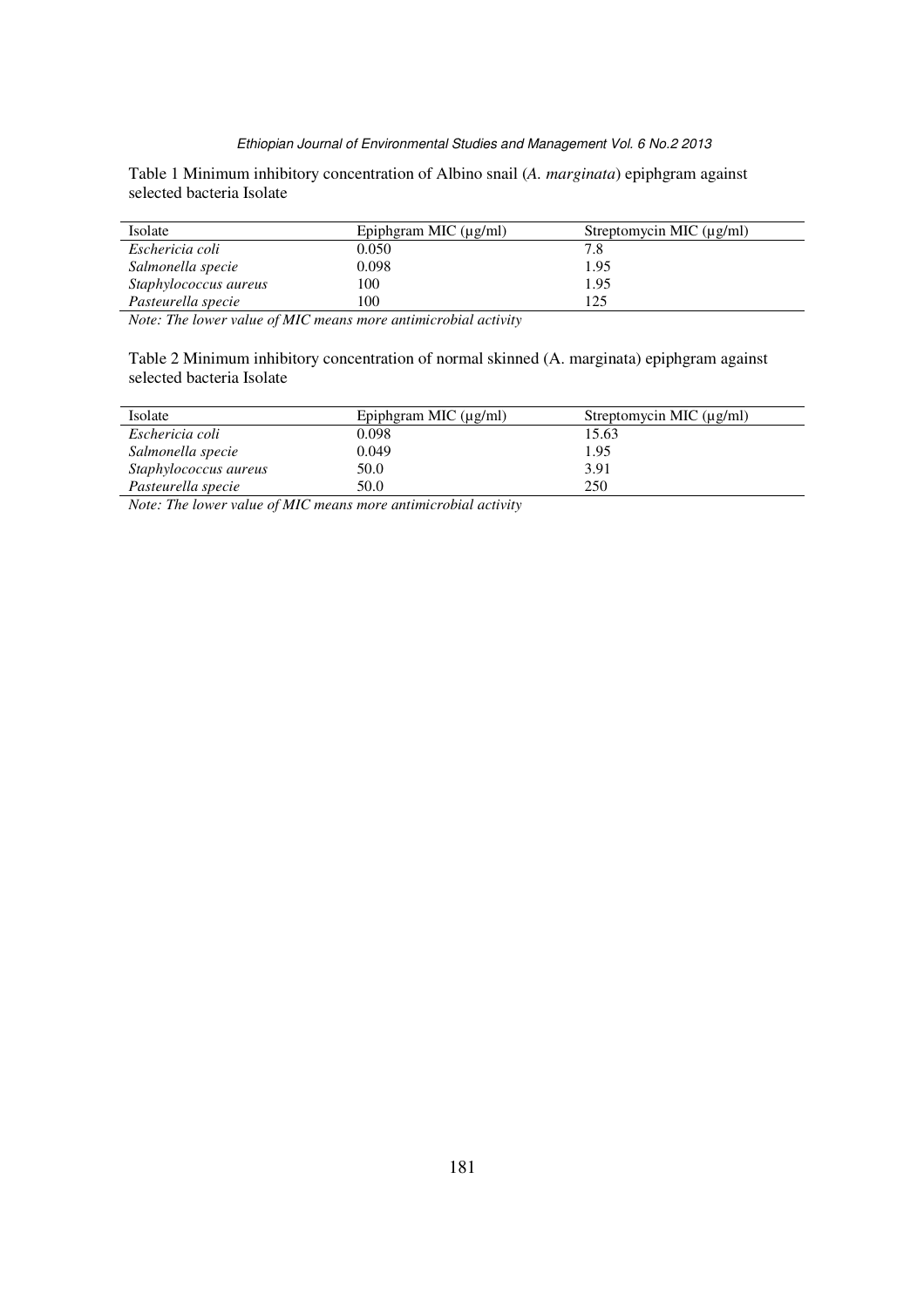Table 1 Minimum inhibitory concentration of Albino snail (*A. marginata*) epiphgram against selected bacteria Isolate

| Isolate | Epiphgram MIC (µg/ml) | Streptomycin MIC (µg/ml) |
|---|---|---|
| *Eschericia coli* | 0.050 | 7.8 |
| *Salmonella specie* | 0.098 | 1.95 |
| *Staphylococcus aureus* | 100 | 1.95 |
| *Pasteurella specie* | 100 | 125 |

*Note: The lower value of MIC means more antimicrobial activity*

Table 2 Minimum inhibitory concentration of normal skinned (A. marginata) epiphgram against selected bacteria Isolate

| Isolate | Epiphgram MIC (µg/ml) | Streptomycin MIC (µg/ml) |
|---|---|---|
| *Eschericia coli* | 0.098 | 15.63 |
| *Salmonella specie* | 0.049 | 1.95 |
| *Staphylococcus aureus* | 50.0 | 3.91 |
| *Pasteurella specie* | 50.0 | 250 |

*Note: The lower value of MIC means more antimicrobial activity*